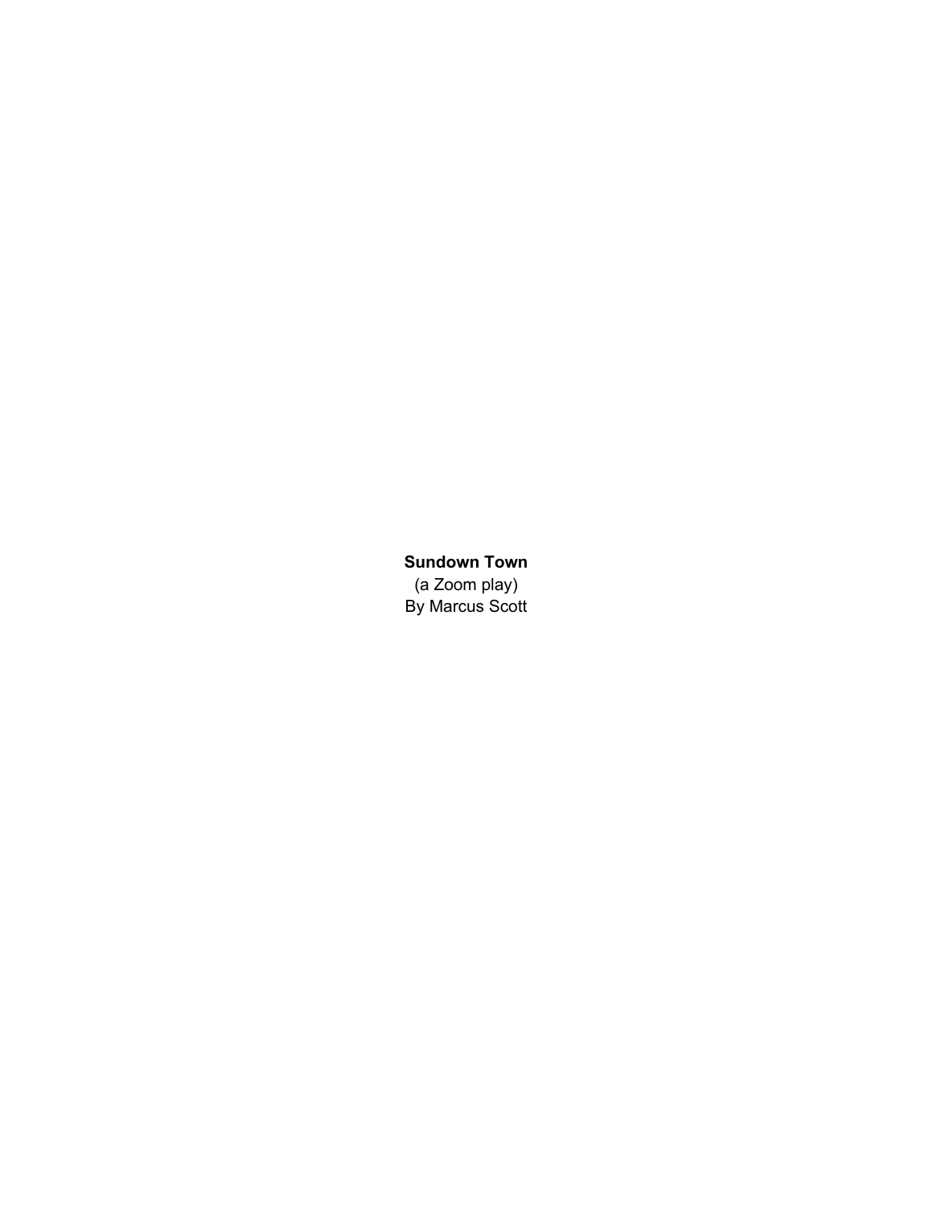**Sundown Town**
(a Zoom play)
By Marcus Scott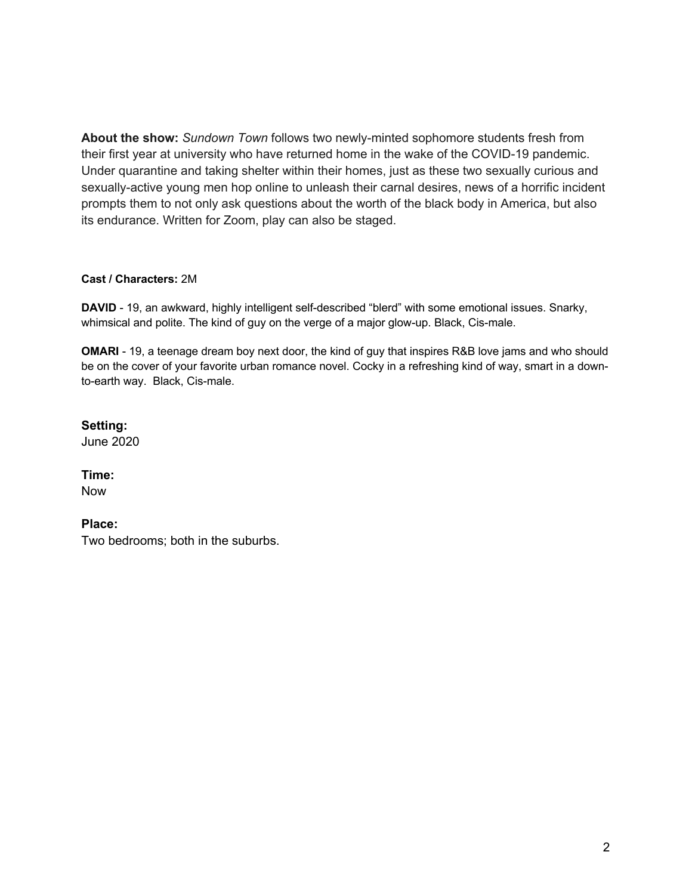**About the show:** *Sundown Town* follows two newly-minted sophomore students fresh from their first year at university who have returned home in the wake of the COVID-19 pandemic. Under quarantine and taking shelter within their homes, just as these two sexually curious and sexually-active young men hop online to unleash their carnal desires, news of a horrific incident prompts them to not only ask questions about the worth of the black body in America, but also its endurance. Written for Zoom, play can also be staged.

**Cast / Characters:** 2M

**DAVID** - 19, an awkward, highly intelligent self-described "blerd" with some emotional issues. Snarky, whimsical and polite. The kind of guy on the verge of a major glow-up. Black, Cis-male.

**OMARI** - 19, a teenage dream boy next door, the kind of guy that inspires R&B love jams and who should be on the cover of your favorite urban romance novel. Cocky in a refreshing kind of way, smart in a down-to-earth way. Black, Cis-male.

**Setting:**
June 2020

**Time:**
Now

**Place:**
Two bedrooms; both in the suburbs.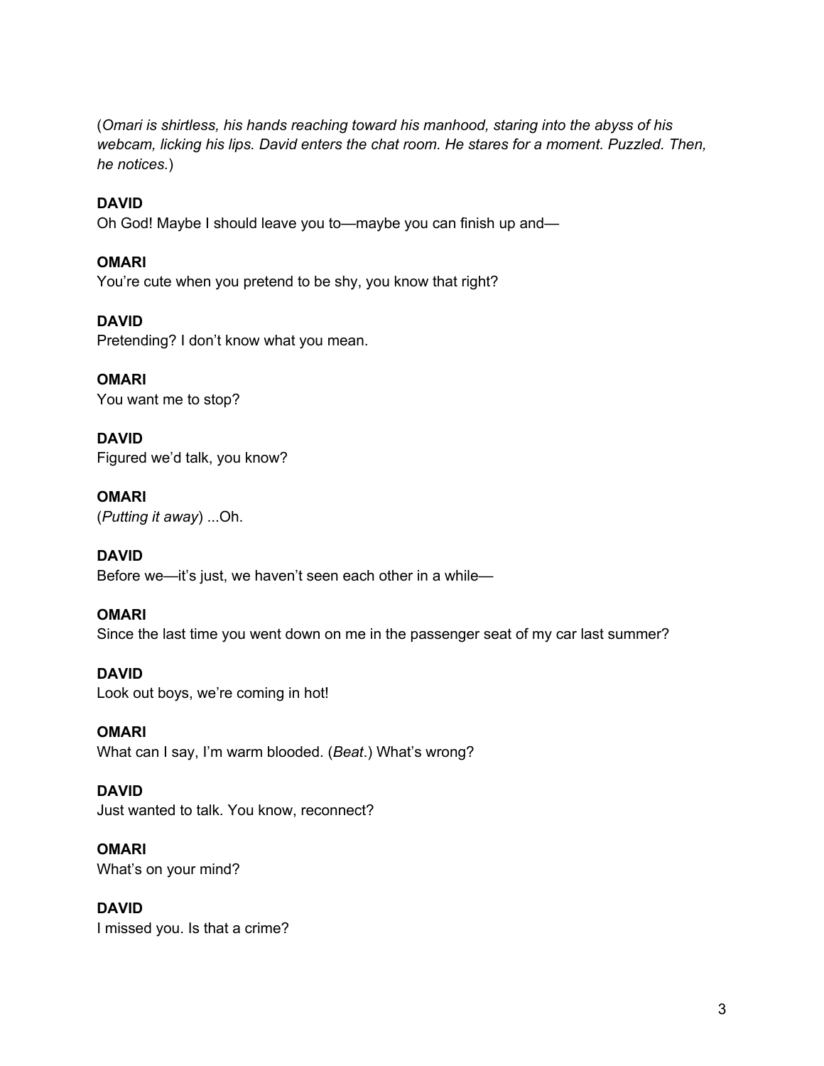(*Omari is shirtless, his hands reaching toward his manhood, staring into the abyss of his webcam, licking his lips. David enters the chat room. He stares for a moment. Puzzled. Then, he notices.*)

**DAVID**
Oh God! Maybe I should leave you to—maybe you can finish up and—

**OMARI**
You're cute when you pretend to be shy, you know that right?

**DAVID**
Pretending? I don't know what you mean.

**OMARI**
You want me to stop?

**DAVID**
Figured we'd talk, you know?

**OMARI**
(*Putting it away*) ...Oh.

**DAVID**
Before we—it's just, we haven't seen each other in a while—

**OMARI**
Since the last time you went down on me in the passenger seat of my car last summer?

**DAVID**
Look out boys, we're coming in hot!

**OMARI**
What can I say, I'm warm blooded. (*Beat*.) What's wrong?

**DAVID**
Just wanted to talk. You know, reconnect?

**OMARI**
What's on your mind?

**DAVID**
I missed you. Is that a crime?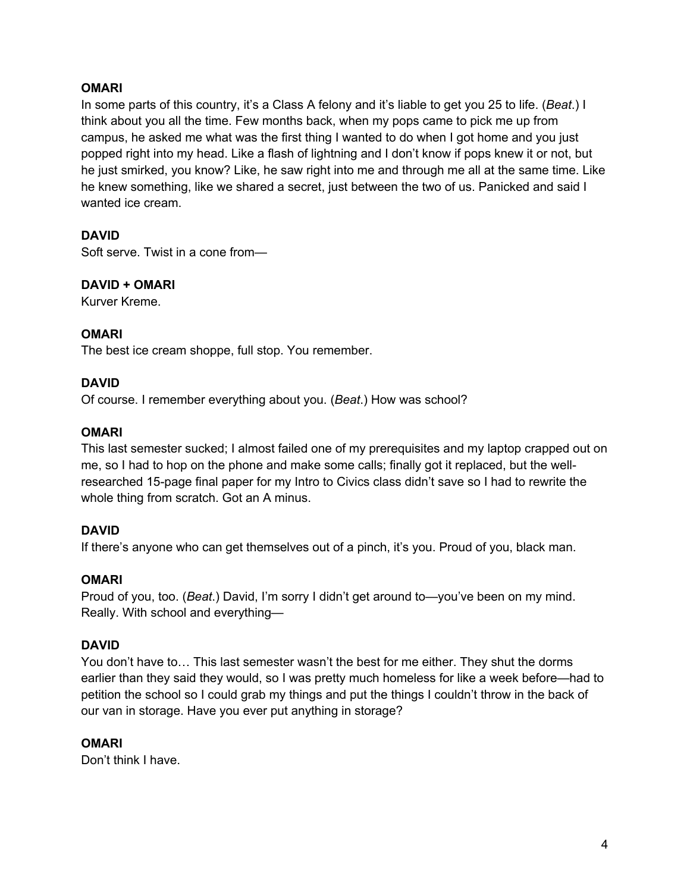**OMARI**

In some parts of this country, it's a Class A felony and it's liable to get you 25 to life. (*Beat.*) I think about you all the time. Few months back, when my pops came to pick me up from campus, he asked me what was the first thing I wanted to do when I got home and you just popped right into my head. Like a flash of lightning and I don't know if pops knew it or not, but he just smirked, you know? Like, he saw right into me and through me all at the same time. Like he knew something, like we shared a secret, just between the two of us. Panicked and said I wanted ice cream.

**DAVID**

Soft serve. Twist in a cone from—

**DAVID + OMARI**

Kurver Kreme.

**OMARI**

The best ice cream shoppe, full stop. You remember.

**DAVID**

Of course. I remember everything about you. (*Beat.*) How was school?

**OMARI**

This last semester sucked; I almost failed one of my prerequisites and my laptop crapped out on me, so I had to hop on the phone and make some calls; finally got it replaced, but the well-researched 15-page final paper for my Intro to Civics class didn't save so I had to rewrite the whole thing from scratch. Got an A minus.

**DAVID**

If there's anyone who can get themselves out of a pinch, it's you. Proud of you, black man.

**OMARI**

Proud of you, too. (*Beat.*) David, I'm sorry I didn't get around to—you've been on my mind. Really. With school and everything—

**DAVID**

You don't have to… This last semester wasn't the best for me either. They shut the dorms earlier than they said they would, so I was pretty much homeless for like a week before—had to petition the school so I could grab my things and put the things I couldn't throw in the back of our van in storage. Have you ever put anything in storage?

**OMARI**

Don't think I have.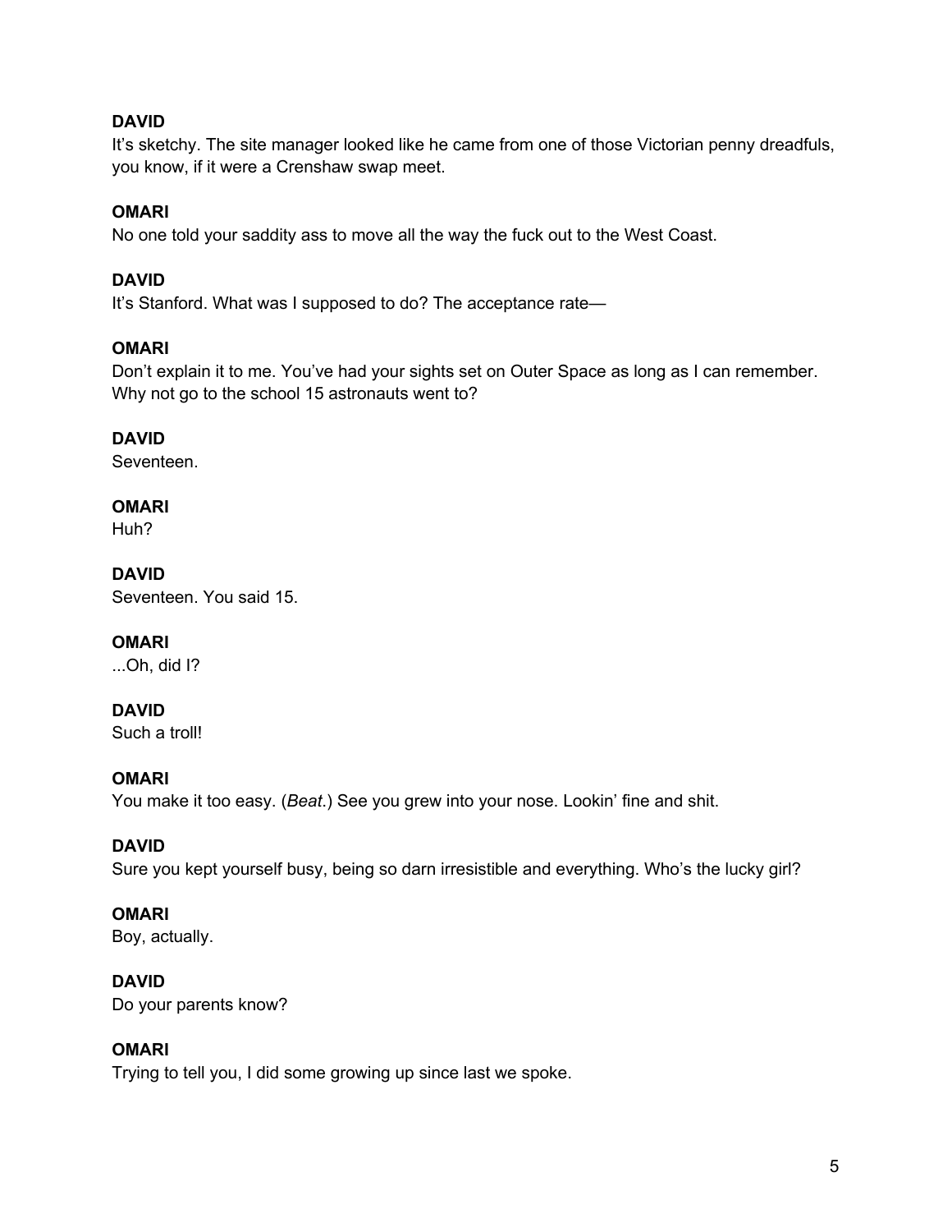**DAVID**
It’s sketchy. The site manager looked like he came from one of those Victorian penny dreadfuls, you know, if it were a Crenshaw swap meet.

**OMARI**
No one told your saddity ass to move all the way the fuck out to the West Coast.

**DAVID**
It’s Stanford. What was I supposed to do? The acceptance rate—

**OMARI**
Don’t explain it to me. You’ve had your sights set on Outer Space as long as I can remember. Why not go to the school 15 astronauts went to?

**DAVID**
Seventeen.

**OMARI**
Huh?

**DAVID**
Seventeen. You said 15.

**OMARI**
...Oh, did I?

**DAVID**
Such a troll!

**OMARI**
You make it too easy. (*Beat.*) See you grew into your nose. Lookin’ fine and shit.

**DAVID**
Sure you kept yourself busy, being so darn irresistible and everything. Who’s the lucky girl?

**OMARI**
Boy, actually.

**DAVID**
Do your parents know?

**OMARI**
Trying to tell you, I did some growing up since last we spoke.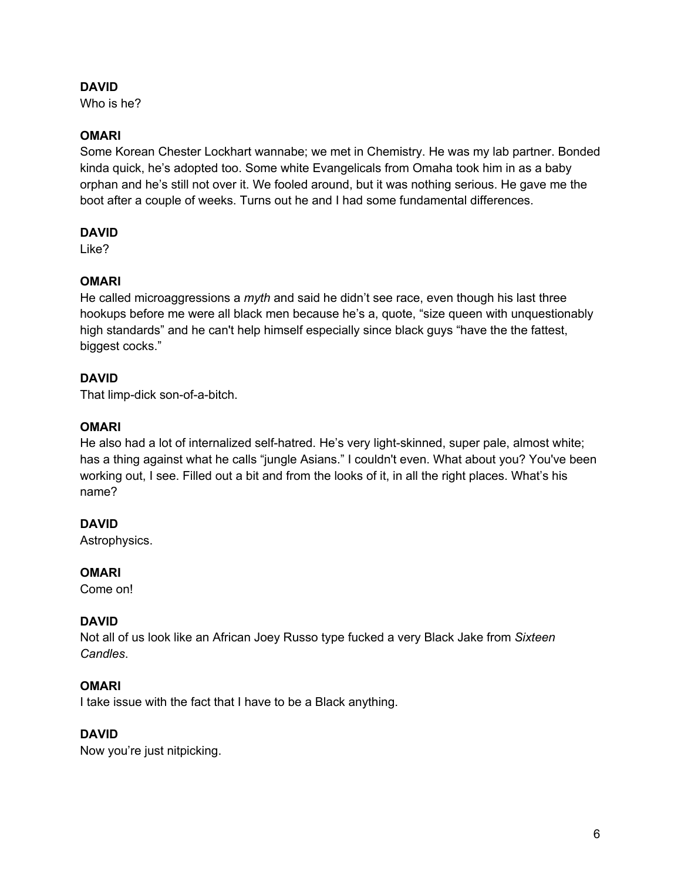**DAVID**
Who is he?

**OMARI**
Some Korean Chester Lockhart wannabe; we met in Chemistry. He was my lab partner. Bonded kinda quick, he's adopted too. Some white Evangelicals from Omaha took him in as a baby orphan and he's still not over it. We fooled around, but it was nothing serious. He gave me the boot after a couple of weeks. Turns out he and I had some fundamental differences.

**DAVID**
Like?

**OMARI**
He called microaggressions a *myth* and said he didn't see race, even though his last three hookups before me were all black men because he's a, quote, "size queen with unquestionably high standards" and he can't help himself especially since black guys "have the the fattest, biggest cocks."

**DAVID**
That limp-dick son-of-a-bitch.

**OMARI**
He also had a lot of internalized self-hatred. He's very light-skinned, super pale, almost white; has a thing against what he calls "jungle Asians." I couldn't even. What about you? You've been working out, I see. Filled out a bit and from the looks of it, in all the right places. What's his name?

**DAVID**
Astrophysics.

**OMARI**
Come on!

**DAVID**
Not all of us look like an African Joey Russo type fucked a very Black Jake from *Sixteen Candles*.

**OMARI**
I take issue with the fact that I have to be a Black anything.

**DAVID**
Now you're just nitpicking.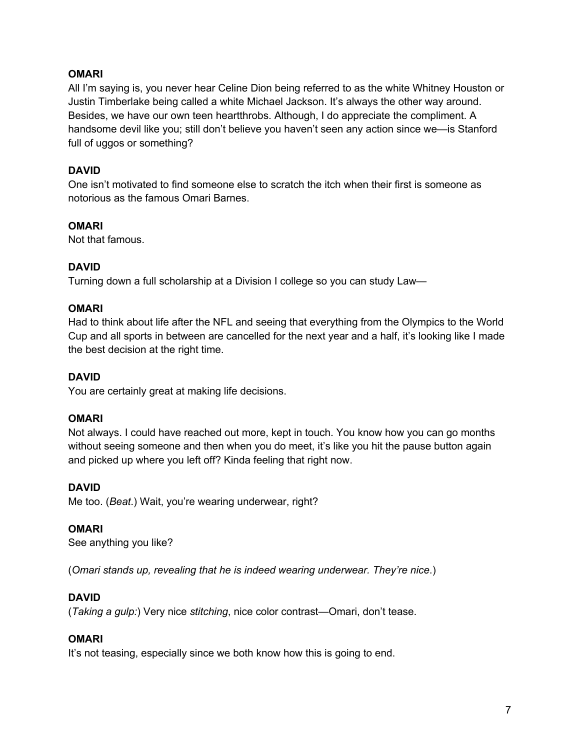**OMARI**

All I'm saying is, you never hear Celine Dion being referred to as the white Whitney Houston or Justin Timberlake being called a white Michael Jackson. It's always the other way around. Besides, we have our own teen heartthrobs. Although, I do appreciate the compliment. A handsome devil like you; still don't believe you haven't seen any action since we—is Stanford full of uggos or something?

**DAVID**

One isn't motivated to find someone else to scratch the itch when their first is someone as notorious as the famous Omari Barnes.

**OMARI**

Not that famous.

**DAVID**

Turning down a full scholarship at a Division I college so you can study Law—

**OMARI**

Had to think about life after the NFL and seeing that everything from the Olympics to the World Cup and all sports in between are cancelled for the next year and a half, it's looking like I made the best decision at the right time.

**DAVID**

You are certainly great at making life decisions.

**OMARI**

Not always. I could have reached out more, kept in touch. You know how you can go months without seeing someone and then when you do meet, it's like you hit the pause button again and picked up where you left off? Kinda feeling that right now.

**DAVID**

Me too. (*Beat*.) Wait, you're wearing underwear, right?

**OMARI**

See anything you like?

(*Omari stands up, revealing that he is indeed wearing underwear. They're nice*.)

**DAVID**

(*Taking a gulp:*) Very nice *stitching*, nice color contrast—Omari, don't tease.

**OMARI**

It's not teasing, especially since we both know how this is going to end.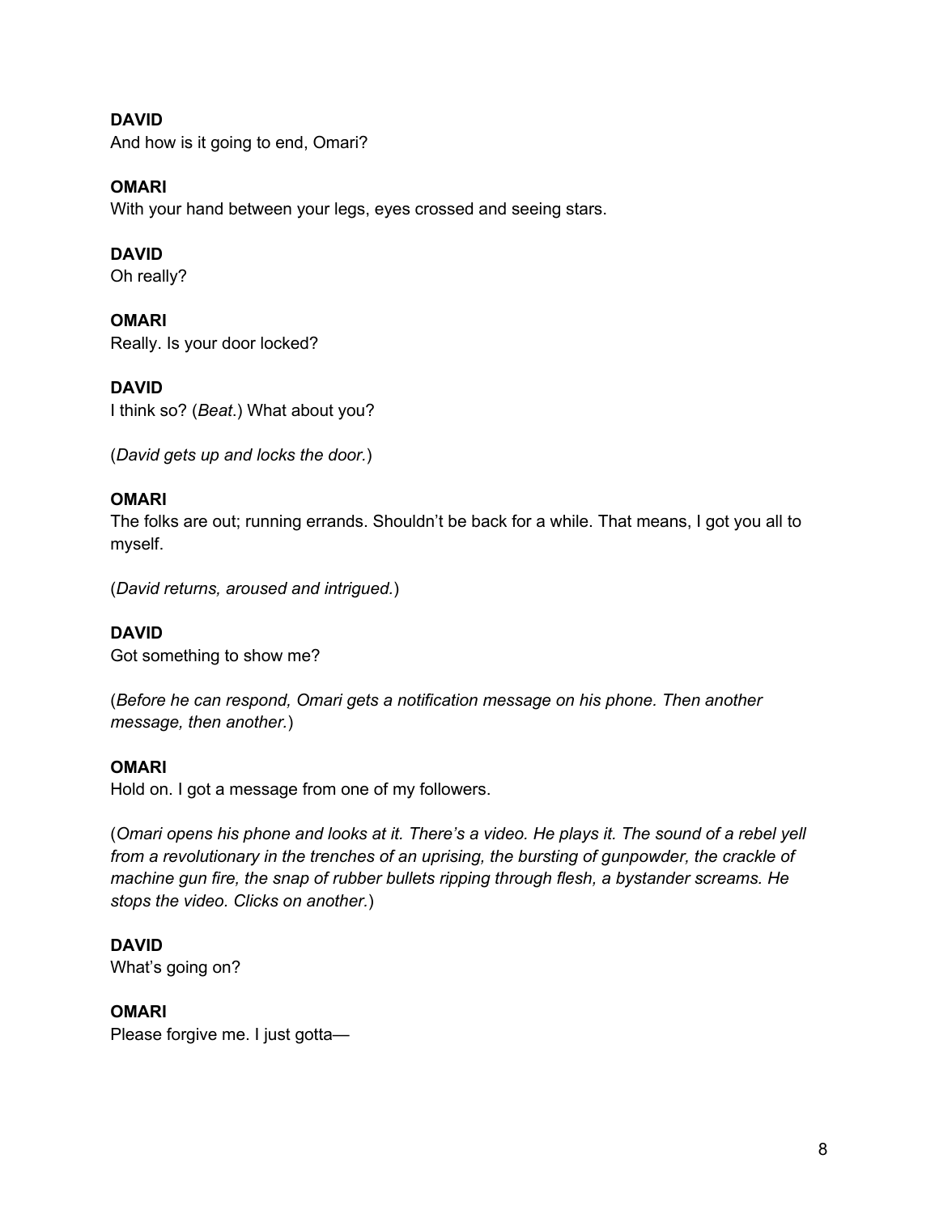**DAVID**
And how is it going to end, Omari?

**OMARI**
With your hand between your legs, eyes crossed and seeing stars.

**DAVID**
Oh really?

**OMARI**
Really. Is your door locked?

**DAVID**
I think so? (*Beat*.) What about you?

(*David gets up and locks the door.*)

**OMARI**
The folks are out; running errands. Shouldn't be back for a while. That means, I got you all to myself.

(*David returns, aroused and intrigued.*)

**DAVID**
Got something to show me?

(*Before he can respond, Omari gets a notification message on his phone. Then another message, then another.*)

**OMARI**
Hold on. I got a message from one of my followers.

(*Omari opens his phone and looks at it. There's a video. He plays it. The sound of a rebel yell from a revolutionary in the trenches of an uprising, the bursting of gunpowder, the crackle of machine gun fire, the snap of rubber bullets ripping through flesh, a bystander screams. He stops the video. Clicks on another.*)

**DAVID**
What's going on?

**OMARI**
Please forgive me. I just gotta—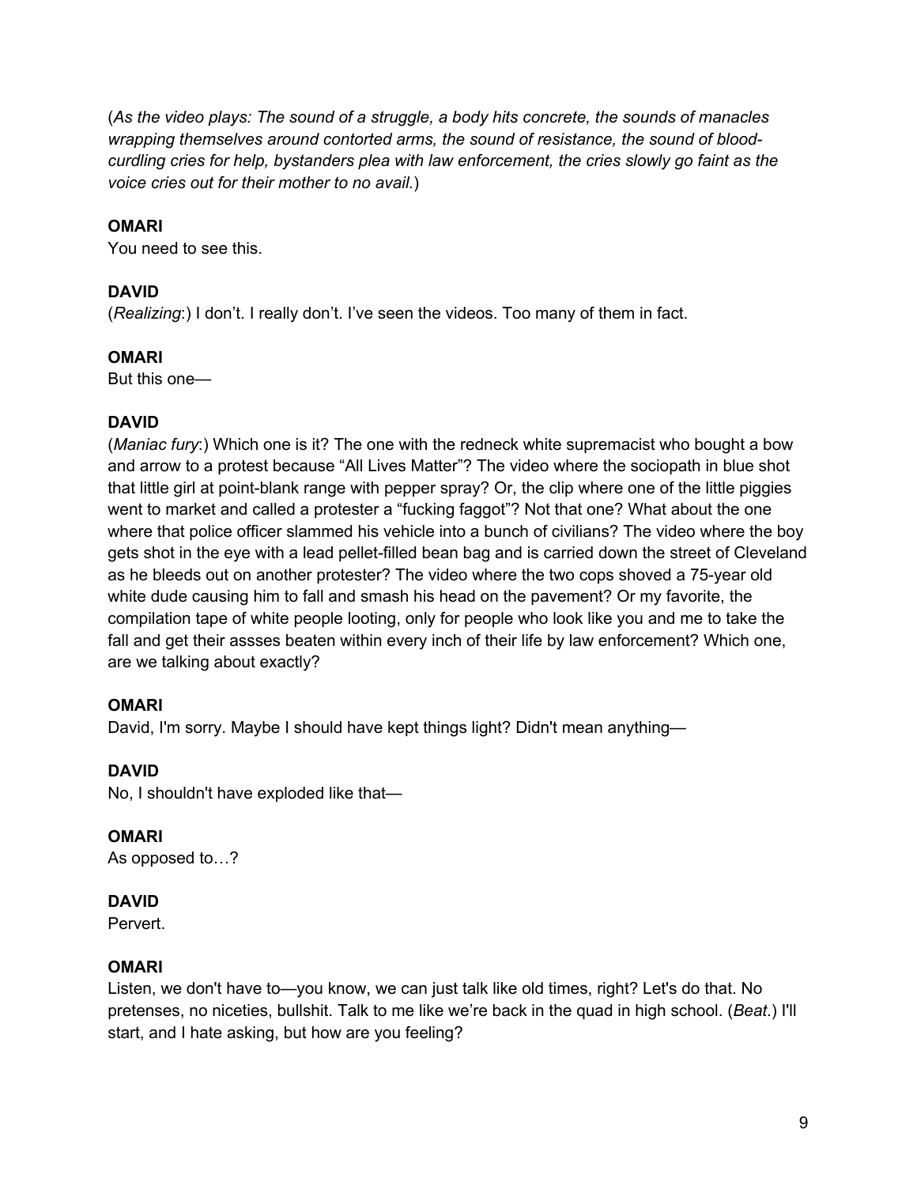(*As the video plays: The sound of a struggle, a body hits concrete, the sounds of manacles wrapping themselves around contorted arms, the sound of resistance, the sound of blood-curdling cries for help, bystanders plea with law enforcement, the cries slowly go faint as the voice cries out for their mother to no avail.*)

**OMARI**
You need to see this.

**DAVID**
(*Realizing*:) I don't. I really don't. I've seen the videos. Too many of them in fact.

**OMARI**
But this one—

**DAVID**
(*Maniac fury*:) Which one is it? The one with the redneck white supremacist who bought a bow and arrow to a protest because "All Lives Matter"? The video where the sociopath in blue shot that little girl at point-blank range with pepper spray? Or, the clip where one of the little piggies went to market and called a protester a "fucking faggot"? Not that one? What about the one where that police officer slammed his vehicle into a bunch of civilians? The video where the boy gets shot in the eye with a lead pellet-filled bean bag and is carried down the street of Cleveland as he bleeds out on another protester? The video where the two cops shoved a 75-year old white dude causing him to fall and smash his head on the pavement? Or my favorite, the compilation tape of white people looting, only for people who look like you and me to take the fall and get their assses beaten within every inch of their life by law enforcement? Which one, are we talking about exactly?

**OMARI**
David, I'm sorry. Maybe I should have kept things light? Didn't mean anything—

**DAVID**
No, I shouldn't have exploded like that—

**OMARI**
As opposed to…?

**DAVID**
Pervert.

**OMARI**
Listen, we don't have to—you know, we can just talk like old times, right? Let's do that. No pretenses, no niceties, bullshit. Talk to me like we're back in the quad in high school. (*Beat*.) I'll start, and I hate asking, but how are you feeling?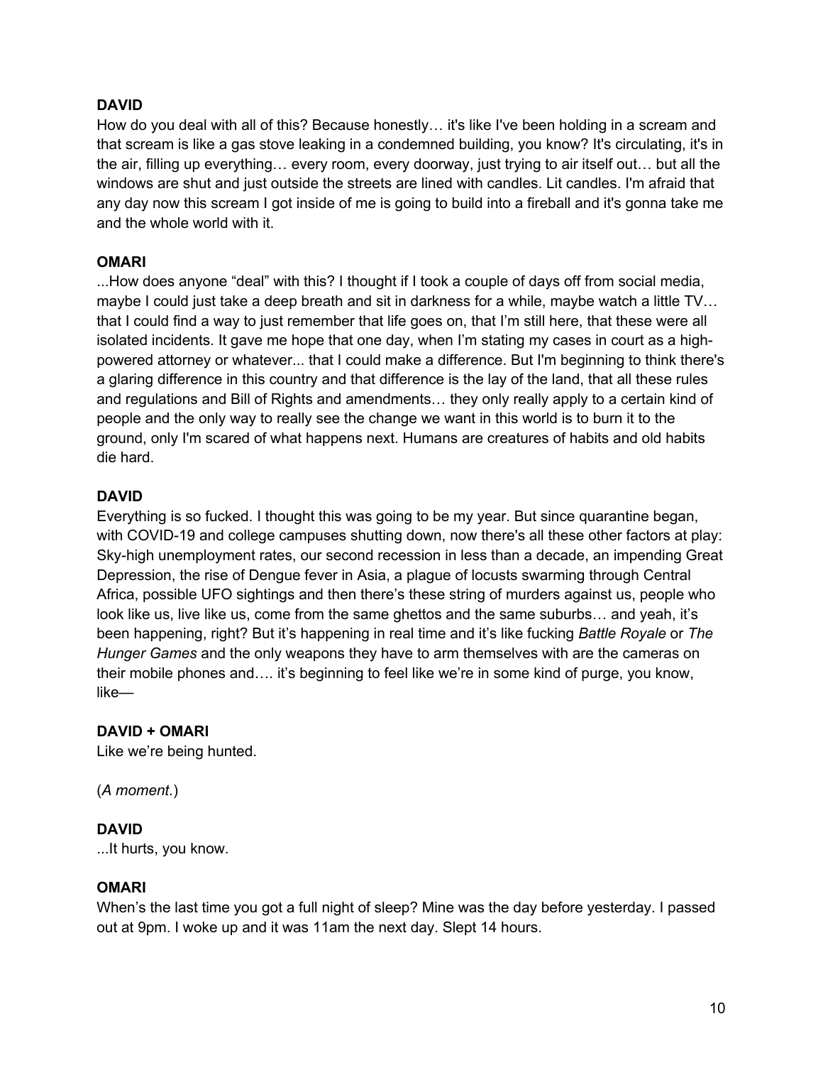**DAVID**

How do you deal with all of this? Because honestly… it's like I've been holding in a scream and that scream is like a gas stove leaking in a condemned building, you know? It's circulating, it's in the air, filling up everything… every room, every doorway, just trying to air itself out… but all the windows are shut and just outside the streets are lined with candles. Lit candles. I'm afraid that any day now this scream I got inside of me is going to build into a fireball and it's gonna take me and the whole world with it.

**OMARI**

...How does anyone "deal" with this? I thought if I took a couple of days off from social media, maybe I could just take a deep breath and sit in darkness for a while, maybe watch a little TV… that I could find a way to just remember that life goes on, that I'm still here, that these were all isolated incidents. It gave me hope that one day, when I'm stating my cases in court as a high-powered attorney or whatever... that I could make a difference. But I'm beginning to think there's a glaring difference in this country and that difference is the lay of the land, that all these rules and regulations and Bill of Rights and amendments… they only really apply to a certain kind of people and the only way to really see the change we want in this world is to burn it to the ground, only I'm scared of what happens next. Humans are creatures of habits and old habits die hard.

**DAVID**

Everything is so fucked. I thought this was going to be my year. But since quarantine began, with COVID-19 and college campuses shutting down, now there's all these other factors at play: Sky-high unemployment rates, our second recession in less than a decade, an impending Great Depression, the rise of Dengue fever in Asia, a plague of locusts swarming through Central Africa, possible UFO sightings and then there's these string of murders against us, people who look like us, live like us, come from the same ghettos and the same suburbs… and yeah, it's been happening, right? But it's happening in real time and it's like fucking *Battle Royale* or *The Hunger Games* and the only weapons they have to arm themselves with are the cameras on their mobile phones and…. it's beginning to feel like we're in some kind of purge, you know, like—

**DAVID + OMARI**

Like we're being hunted.

(*A moment.*)

**DAVID**

...It hurts, you know.

**OMARI**

When's the last time you got a full night of sleep? Mine was the day before yesterday. I passed out at 9pm. I woke up and it was 11am the next day. Slept 14 hours.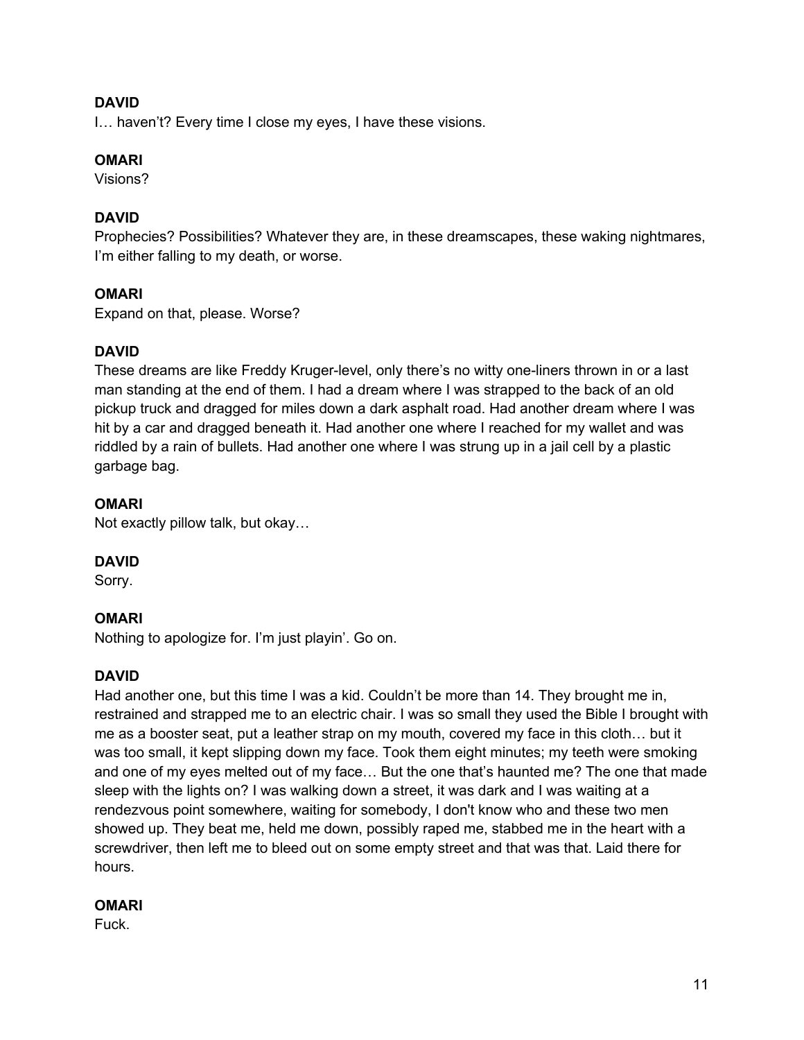**DAVID**
I… haven't? Every time I close my eyes, I have these visions.

**OMARI**
Visions?

**DAVID**
Prophecies? Possibilities? Whatever they are, in these dreamscapes, these waking nightmares, I'm either falling to my death, or worse.

**OMARI**
Expand on that, please. Worse?

**DAVID**
These dreams are like Freddy Kruger-level, only there's no witty one-liners thrown in or a last man standing at the end of them. I had a dream where I was strapped to the back of an old pickup truck and dragged for miles down a dark asphalt road. Had another dream where I was hit by a car and dragged beneath it. Had another one where I reached for my wallet and was riddled by a rain of bullets. Had another one where I was strung up in a jail cell by a plastic garbage bag.

**OMARI**
Not exactly pillow talk, but okay…

**DAVID**
Sorry.

**OMARI**
Nothing to apologize for. I'm just playin'. Go on.

**DAVID**
Had another one, but this time I was a kid. Couldn't be more than 14. They brought me in, restrained and strapped me to an electric chair. I was so small they used the Bible I brought with me as a booster seat, put a leather strap on my mouth, covered my face in this cloth… but it was too small, it kept slipping down my face. Took them eight minutes; my teeth were smoking and one of my eyes melted out of my face… But the one that's haunted me? The one that made sleep with the lights on? I was walking down a street, it was dark and I was waiting at a rendezvous point somewhere, waiting for somebody, I don't know who and these two men showed up. They beat me, held me down, possibly raped me, stabbed me in the heart with a screwdriver, then left me to bleed out on some empty street and that was that. Laid there for hours.

**OMARI**
Fuck.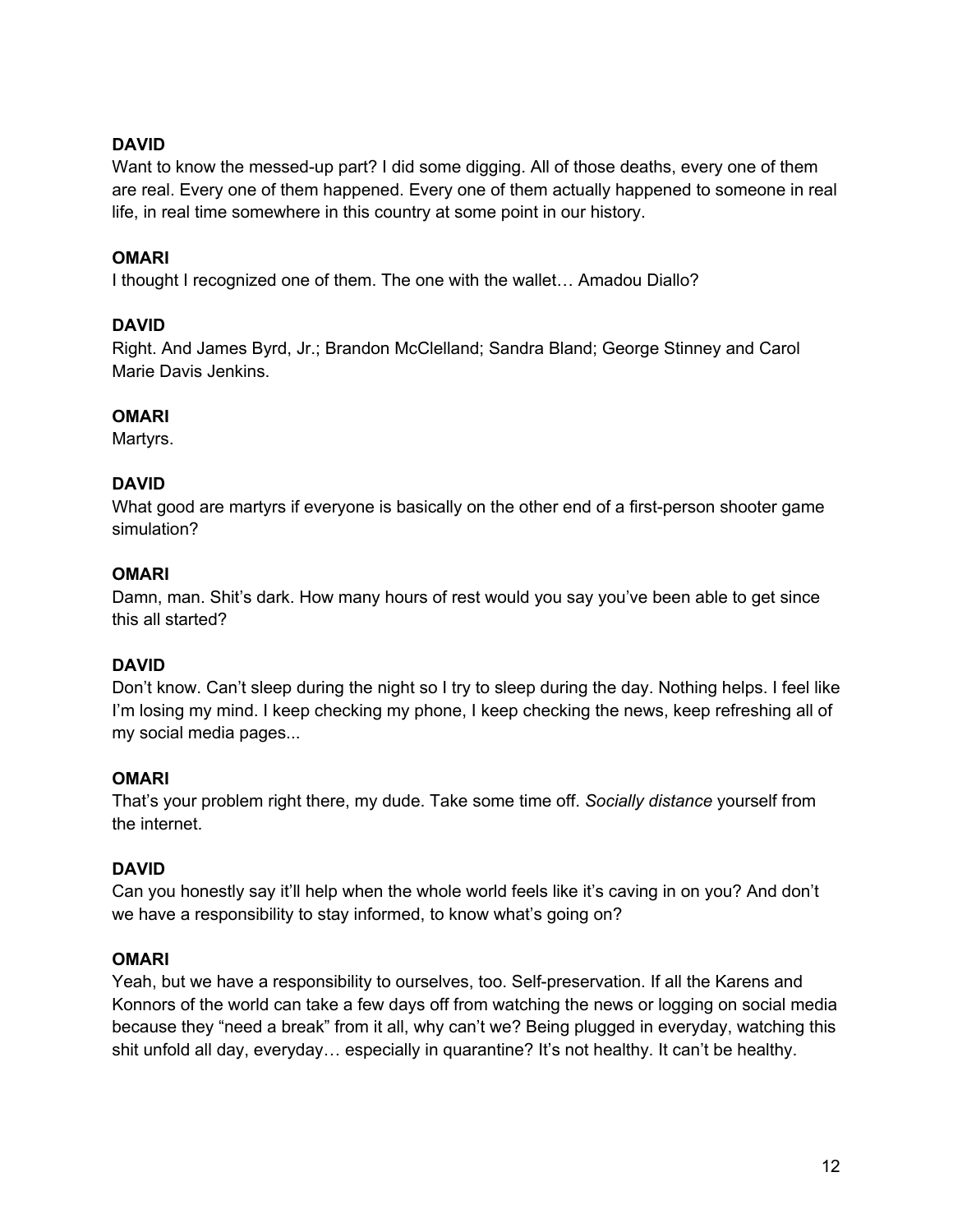**DAVID**
Want to know the messed-up part? I did some digging. All of those deaths, every one of them are real. Every one of them happened. Every one of them actually happened to someone in real life, in real time somewhere in this country at some point in our history.

**OMARI**
I thought I recognized one of them. The one with the wallet… Amadou Diallo?

**DAVID**
Right. And James Byrd, Jr.; Brandon McClelland; Sandra Bland; George Stinney and Carol Marie Davis Jenkins.

**OMARI**
Martyrs.

**DAVID**
What good are martyrs if everyone is basically on the other end of a first-person shooter game simulation?

**OMARI**
Damn, man. Shit's dark. How many hours of rest would you say you've been able to get since this all started?

**DAVID**
Don't know. Can't sleep during the night so I try to sleep during the day. Nothing helps. I feel like I'm losing my mind. I keep checking my phone, I keep checking the news, keep refreshing all of my social media pages...

**OMARI**
That's your problem right there, my dude. Take some time off. *Socially distance* yourself from the internet.

**DAVID**
Can you honestly say it'll help when the whole world feels like it's caving in on you? And don't we have a responsibility to stay informed, to know what's going on?

**OMARI**
Yeah, but we have a responsibility to ourselves, too. Self-preservation. If all the Karens and Konnors of the world can take a few days off from watching the news or logging on social media because they "need a break" from it all, why can't we? Being plugged in everyday, watching this shit unfold all day, everyday… especially in quarantine? It's not healthy. It can't be healthy.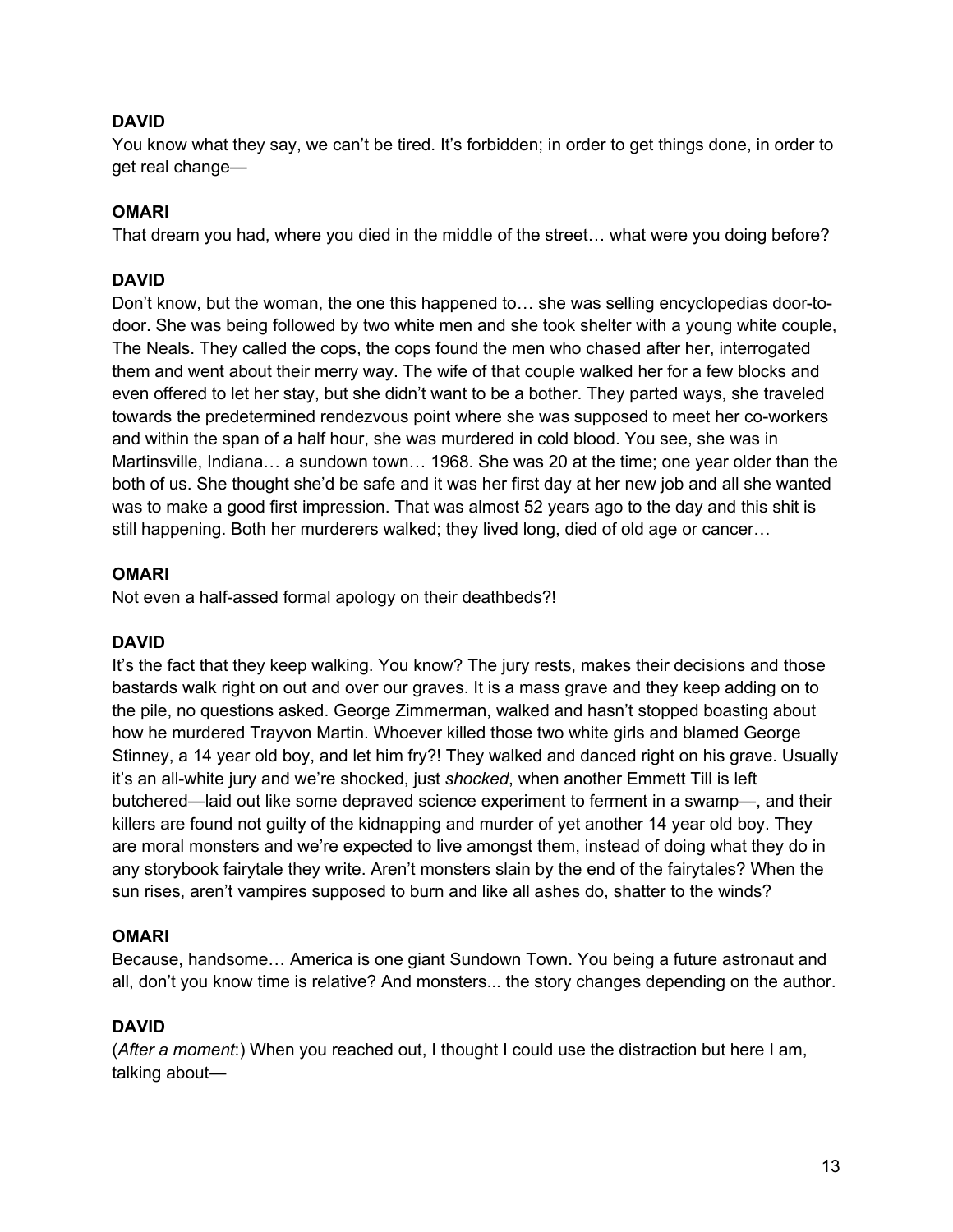**DAVID**

You know what they say, we can't be tired. It's forbidden; in order to get things done, in order to get real change—

**OMARI**

That dream you had, where you died in the middle of the street… what were you doing before?

**DAVID**

Don't know, but the woman, the one this happened to… she was selling encyclopedias door-to-door. She was being followed by two white men and she took shelter with a young white couple, The Neals. They called the cops, the cops found the men who chased after her, interrogated them and went about their merry way. The wife of that couple walked her for a few blocks and even offered to let her stay, but she didn't want to be a bother. They parted ways, she traveled towards the predetermined rendezvous point where she was supposed to meet her co-workers and within the span of a half hour, she was murdered in cold blood. You see, she was in Martinsville, Indiana… a sundown town… 1968. She was 20 at the time; one year older than the both of us. She thought she'd be safe and it was her first day at her new job and all she wanted was to make a good first impression. That was almost 52 years ago to the day and this shit is still happening. Both her murderers walked; they lived long, died of old age or cancer…

**OMARI**

Not even a half-assed formal apology on their deathbeds?!

**DAVID**

It's the fact that they keep walking. You know? The jury rests, makes their decisions and those bastards walk right on out and over our graves. It is a mass grave and they keep adding on to the pile, no questions asked. George Zimmerman, walked and hasn't stopped boasting about how he murdered Trayvon Martin. Whoever killed those two white girls and blamed George Stinney, a 14 year old boy, and let him fry?! They walked and danced right on his grave. Usually it's an all-white jury and we're shocked, just *shocked*, when another Emmett Till is left butchered—laid out like some depraved science experiment to ferment in a swamp—, and their killers are found not guilty of the kidnapping and murder of yet another 14 year old boy. They are moral monsters and we're expected to live amongst them, instead of doing what they do in any storybook fairytale they write. Aren't monsters slain by the end of the fairytales? When the sun rises, aren't vampires supposed to burn and like all ashes do, shatter to the winds?

**OMARI**

Because, handsome… America is one giant Sundown Town. You being a future astronaut and all, don't you know time is relative? And monsters... the story changes depending on the author.

**DAVID**

(*After a moment*:) When you reached out, I thought I could use the distraction but here I am, talking about—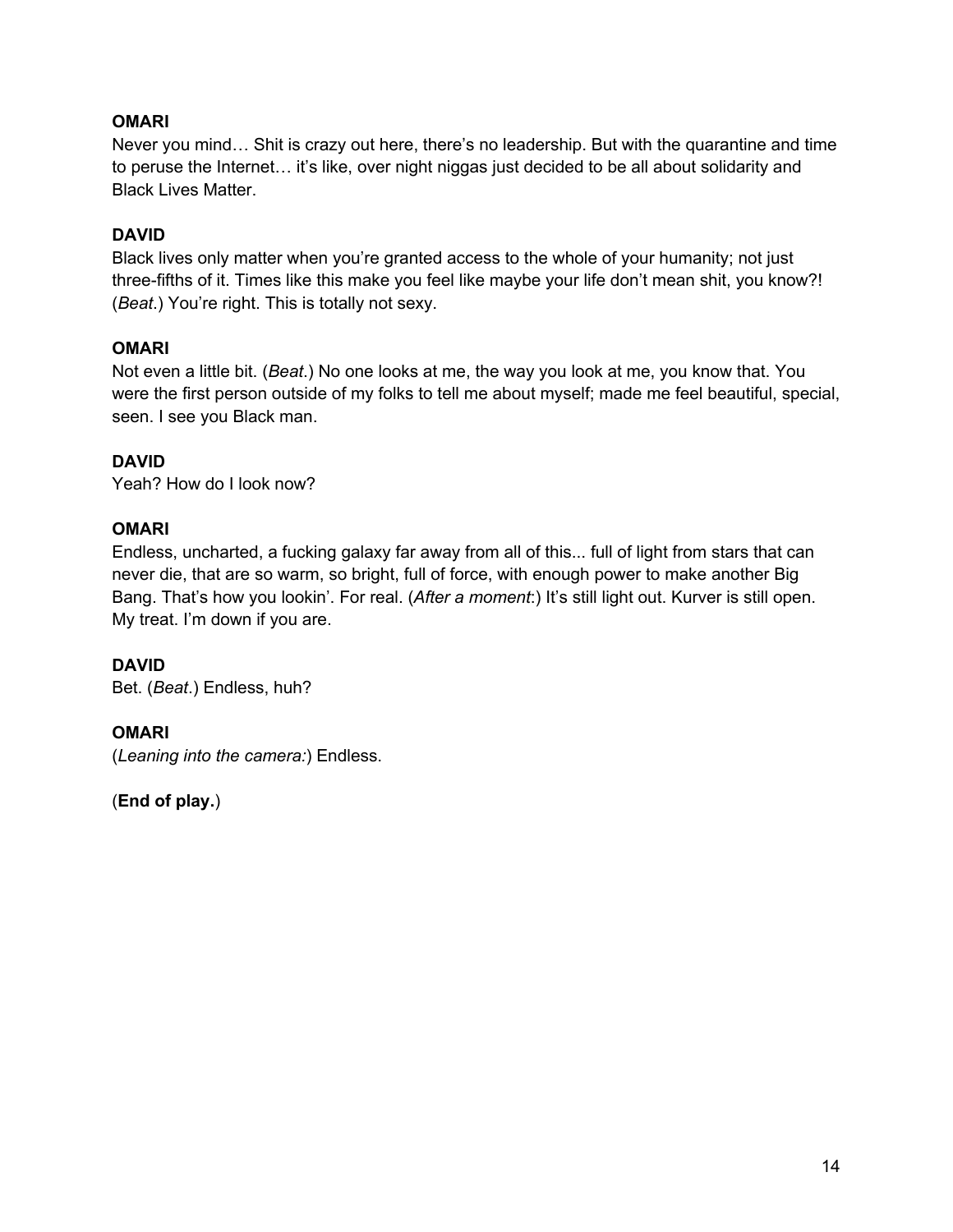**OMARI**
Never you mind… Shit is crazy out here, there's no leadership. But with the quarantine and time to peruse the Internet… it's like, over night niggas just decided to be all about solidarity and Black Lives Matter.

**DAVID**
Black lives only matter when you're granted access to the whole of your humanity; not just three-fifths of it. Times like this make you feel like maybe your life don't mean shit, you know?! (*Beat*.) You're right. This is totally not sexy.

**OMARI**
Not even a little bit. (*Beat*.) No one looks at me, the way you look at me, you know that. You were the first person outside of my folks to tell me about myself; made me feel beautiful, special, seen. I see you Black man.

**DAVID**
Yeah? How do I look now?

**OMARI**
Endless, uncharted, a fucking galaxy far away from all of this... full of light from stars that can never die, that are so warm, so bright, full of force, with enough power to make another Big Bang. That's how you lookin'. For real. (*After a moment*:) It's still light out. Kurver is still open. My treat. I'm down if you are.

**DAVID**
Bet. (*Beat*.) Endless, huh?

**OMARI**
(*Leaning into the camera:*) Endless.

(**End of play.**)